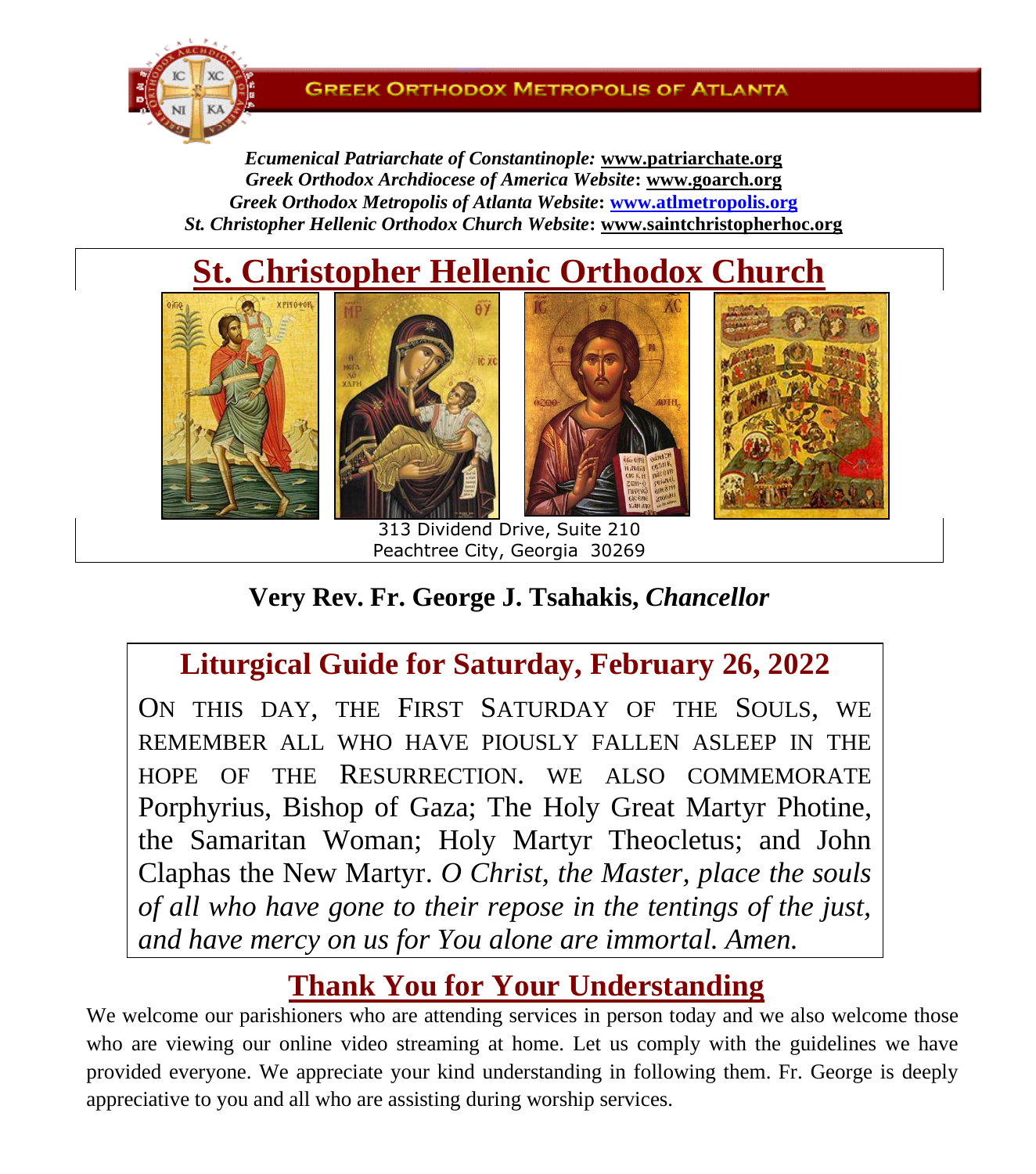GREEK ORTHODOX METROPOLIS OF ATLANTA

*Ecumenical Patriarchate of Constantinople:* **www.patriarchate.org**
*Greek Orthodox Archdiocese of America Website*: **www.goarch.org**
*Greek Orthodox Metropolis of Atlanta Website*: **www.atlmetropolis.org**
*St. Christopher Hellenic Orthodox Church Website*: **www.saintchristopherhoc.org**

# St. Christopher Hellenic Orthodox Church

313 Dividend Drive, Suite 210
Peachtree City, Georgia 30269

**Very Rev. Fr. George J. Tsahakis, *Chancellor***

## Liturgical Guide for Saturday, February 26, 2022

ON THIS DAY, THE FIRST SATURDAY OF THE SOULS, WE REMEMBER ALL WHO HAVE PIOUSLY FALLEN ASLEEP IN THE HOPE OF THE RESURRECTION. WE ALSO COMMEMORATE Porphyrius, Bishop of Gaza; The Holy Great Martyr Photine, the Samaritan Woman; Holy Martyr Theocletus; and John Claphas the New Martyr. *O Christ, the Master, place the souls of all who have gone to their repose in the tentings of the just, and have mercy on us for You alone are immortal. Amen.*

## Thank You for Your Understanding

We welcome our parishioners who are attending services in person today and we also welcome those who are viewing our online video streaming at home. Let us comply with the guidelines we have provided everyone. We appreciate your kind understanding in following them. Fr. George is deeply appreciative to you and all who are assisting during worship services.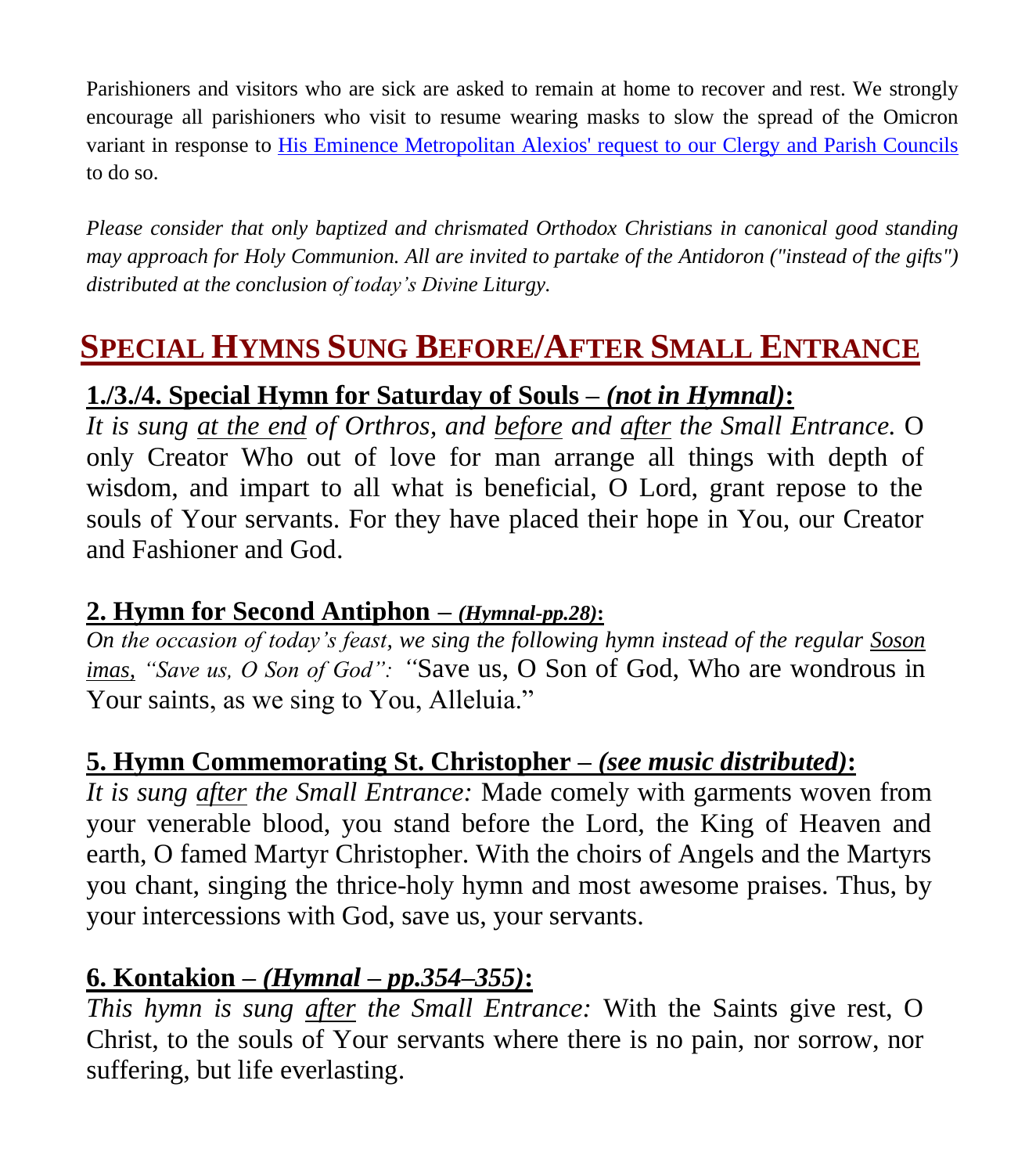Parishioners and visitors who are sick are asked to remain at home to recover and rest. We strongly encourage all parishioners who visit to resume wearing masks to slow the spread of the Omicron variant in response to [His Eminence Metropolitan Alexios' request to our Clergy and Parish Councils]() to do so.

*Please consider that only baptized and chrismated Orthodox Christians in canonical good standing may approach for Holy Communion. All are invited to partake of the Antidoron ("instead of the gifts") distributed at the conclusion of today's Divine Liturgy.*

## SPECIAL HYMNS SUNG BEFORE/AFTER SMALL ENTRANCE

### 1./3./4. Special Hymn for Saturday of Souls – *(not in Hymnal)*:

*It is sung at the end of Orthros, and before and after the Small Entrance.* O only Creator Who out of love for man arrange all things with depth of wisdom, and impart to all what is beneficial, O Lord, grant repose to the souls of Your servants. For they have placed their hope in You, our Creator and Fashioner and God.

### 2. Hymn for Second Antiphon – *(Hymnal-pp.28)*:

*On the occasion of today's feast, we sing the following hymn instead of the regular Soson imas, "Save us, O Son of God":* "Save us, O Son of God, Who are wondrous in Your saints, as we sing to You, Alleluia."

### 5. Hymn Commemorating St. Christopher – *(see music distributed)*:

*It is sung after the Small Entrance:* Made comely with garments woven from your venerable blood, you stand before the Lord, the King of Heaven and earth, O famed Martyr Christopher. With the choirs of Angels and the Martyrs you chant, singing the thrice-holy hymn and most awesome praises. Thus, by your intercessions with God, save us, your servants.

### 6. Kontakion – *(Hymnal – pp.354–355)*:

*This hymn is sung after the Small Entrance:* With the Saints give rest, O Christ, to the souls of Your servants where there is no pain, nor sorrow, nor suffering, but life everlasting.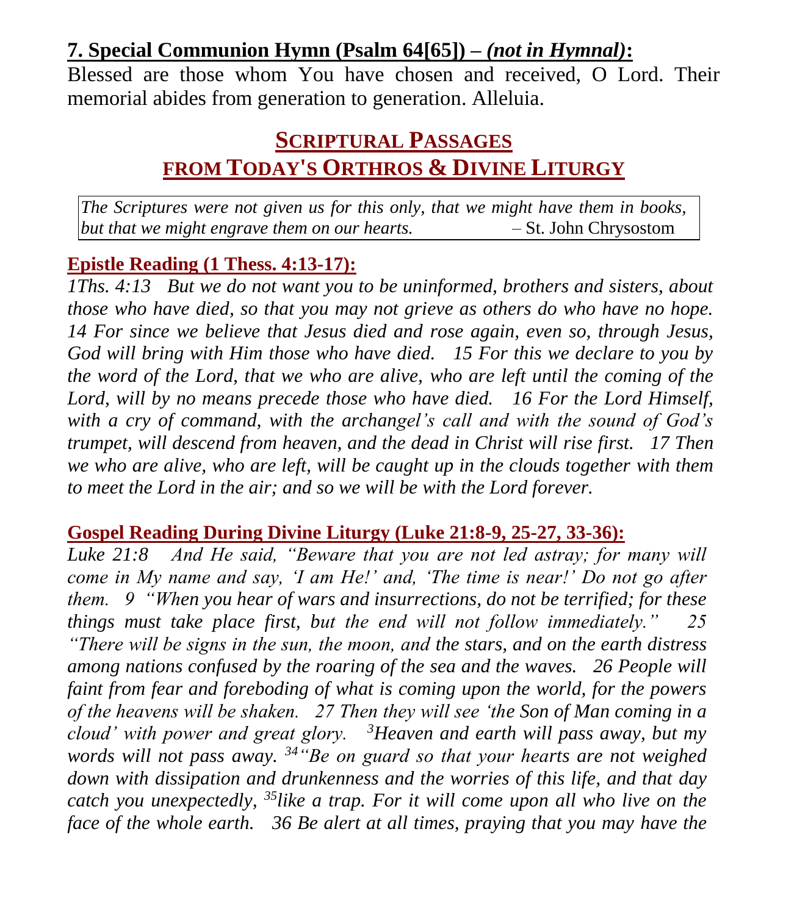## **7. Special Communion Hymn (Psalm 64[65]) – *(not in Hymnal)*:**

Blessed are those whom You have chosen and received, O Lord. Their memorial abides from generation to generation. Alleluia.

## SCRIPTURAL PASSAGES FROM TODAY'S ORTHROS & DIVINE LITURGY

> *The Scriptures were not given us for this only, that we might have them in books, but that we might engrave them on our hearts.* – St. John Chrysostom

### **Epistle Reading (1 Thess. 4:13-17):**

*1Ths. 4:13 But we do not want you to be uninformed, brothers and sisters, about those who have died, so that you may not grieve as others do who have no hope. 14 For since we believe that Jesus died and rose again, even so, through Jesus, God will bring with Him those who have died. 15 For this we declare to you by the word of the Lord, that we who are alive, who are left until the coming of the Lord, will by no means precede those who have died. 16 For the Lord Himself, with a cry of command, with the archangel's call and with the sound of God's trumpet, will descend from heaven, and the dead in Christ will rise first. 17 Then we who are alive, who are left, will be caught up in the clouds together with them to meet the Lord in the air; and so we will be with the Lord forever.*

### **Gospel Reading During Divine Liturgy (Luke 21:8-9, 25-27, 33-36):**

*Luke 21:8 And He said, "Beware that you are not led astray; for many will come in My name and say, 'I am He!' and, 'The time is near!' Do not go after them. 9 "When you hear of wars and insurrections, do not be terrified; for these things must take place first, but the end will not follow immediately." 25 "There will be signs in the sun, the moon, and the stars, and on the earth distress among nations confused by the roaring of the sea and the waves. 26 People will faint from fear and foreboding of what is coming upon the world, for the powers of the heavens will be shaken. 27 Then they will see 'the Son of Man coming in a cloud' with power and great glory. [3]Heaven and earth will pass away, but my words will not pass away. [34]"Be on guard so that your hearts are not weighed down with dissipation and drunkenness and the worries of this life, and that day catch you unexpectedly, [35]like a trap. For it will come upon all who live on the face of the whole earth. 36 Be alert at all times, praying that you may have the*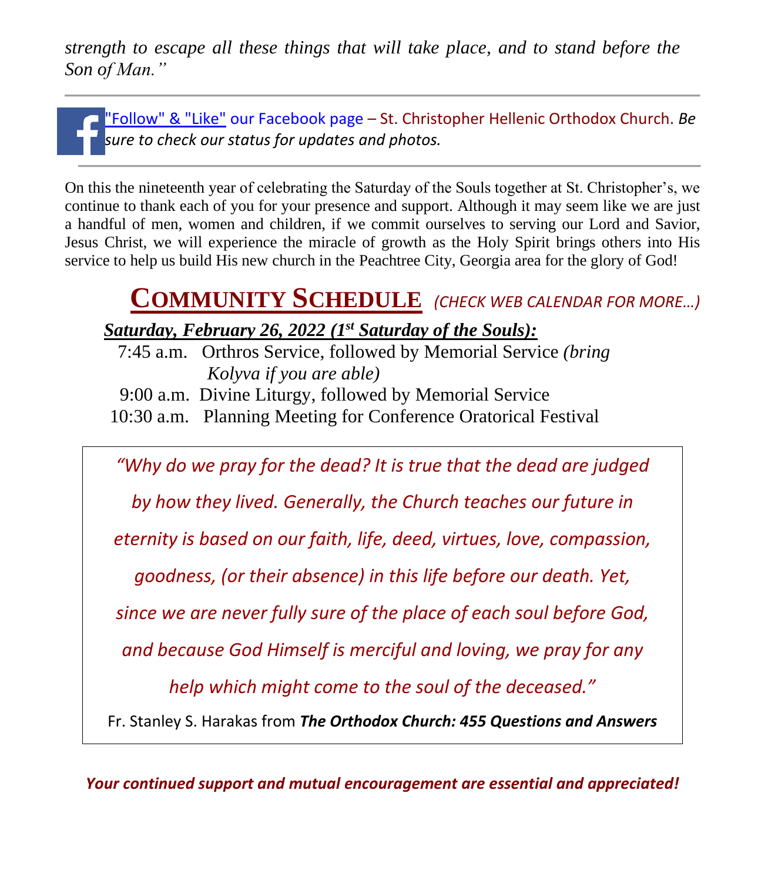*strength to escape all these things that will take place, and to stand before the Son of Man."*

---

"Follow" & "Like" our Facebook page – St. Christopher Hellenic Orthodox Church. *Be sure to check our status for updates and photos.*

---

On this the nineteenth year of celebrating the Saturday of the Souls together at St. Christopher's, we continue to thank each of you for your presence and support. Although it may seem like we are just a handful of men, women and children, if we commit ourselves to serving our Lord and Savior, Jesus Christ, we will experience the miracle of growth as the Holy Spirit brings others into His service to help us build His new church in the Peachtree City, Georgia area for the glory of God!

## COMMUNITY SCHEDULE *(CHECK WEB CALENDAR FOR MORE…)*

***Saturday, February 26, 2022 (1st Saturday of the Souls):***

7:45 a.m. Orthros Service, followed by Memorial Service *(bring Kolyva if you are able)*

9:00 a.m. Divine Liturgy, followed by Memorial Service

10:30 a.m. Planning Meeting for Conference Oratorical Festival

> *"Why do we pray for the dead? It is true that the dead are judged by how they lived. Generally, the Church teaches our future in eternity is based on our faith, life, deed, virtues, love, compassion, goodness, (or their absence) in this life before our death. Yet, since we are never fully sure of the place of each soul before God, and because God Himself is merciful and loving, we pray for any help which might come to the soul of the deceased."*
>
> Fr. Stanley S. Harakas from ***The Orthodox Church: 455 Questions and Answers***

***Your continued support and mutual encouragement are essential and appreciated!***